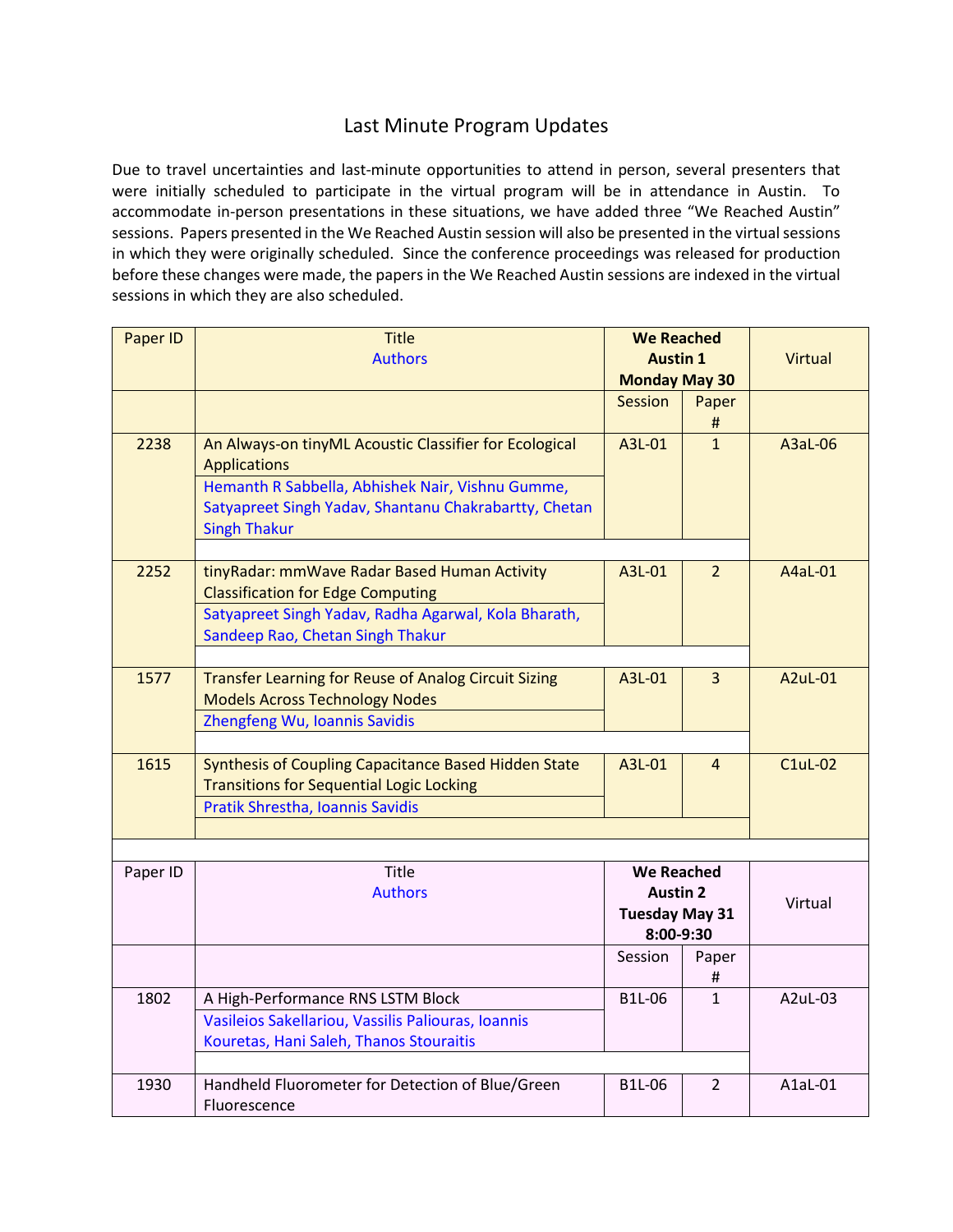# Last Minute Program Updates

Due to travel uncertainties and last-minute opportunities to attend in person, several presenters that were initially scheduled to participate in the virtual program will be in attendance in Austin. To accommodate in-person presentations in these situations, we have added three "We Reached Austin" sessions. Papers presented in the We Reached Austin session will also be presented in the virtual sessions in which they were originally scheduled. Since the conference proceedings was released for production before these changes were made, the papers in the We Reached Austin sessions are indexed in the virtual sessions in which they are also scheduled.

| Paper ID | Title / Authors | We Reached Austin 1 Monday May 30 | | Virtual |
|---|---|---|---|---|
| | | Session | Paper # | |
| 2238 | An Always-on tinyML Acoustic Classifier for Ecological Applications<br>Hemanth R Sabbella, Abhishek Nair, Vishnu Gumme, Satyapreet Singh Yadav, Shantanu Chakrabartty, Chetan Singh Thakur | A3L-01 | 1 | A3aL-06 |
| 2252 | tinyRadar: mmWave Radar Based Human Activity Classification for Edge Computing<br>Satyapreet Singh Yadav, Radha Agarwal, Kola Bharath, Sandeep Rao, Chetan Singh Thakur | A3L-01 | 2 | A4aL-01 |
| 1577 | Transfer Learning for Reuse of Analog Circuit Sizing Models Across Technology Nodes<br>Zhengfeng Wu, Ioannis Savidis | A3L-01 | 3 | A2uL-01 |
| 1615 | Synthesis of Coupling Capacitance Based Hidden State Transitions for Sequential Logic Locking<br>Pratik Shrestha, Ioannis Savidis | A3L-01 | 4 | C1uL-02 |

| Paper ID | Title / Authors | We Reached Austin 2 Tuesday May 31 8:00-9:30 | | Virtual |
|---|---|---|---|---|
| | | Session | Paper # | |
| 1802 | A High-Performance RNS LSTM Block<br>Vasileios Sakellariou, Vassilis Paliouras, Ioannis Kouretas, Hani Saleh, Thanos Stouraitis | B1L-06 | 1 | A2uL-03 |
| 1930 | Handheld Fluorometer for Detection of Blue/Green Fluorescence | B1L-06 | 2 | A1aL-01 |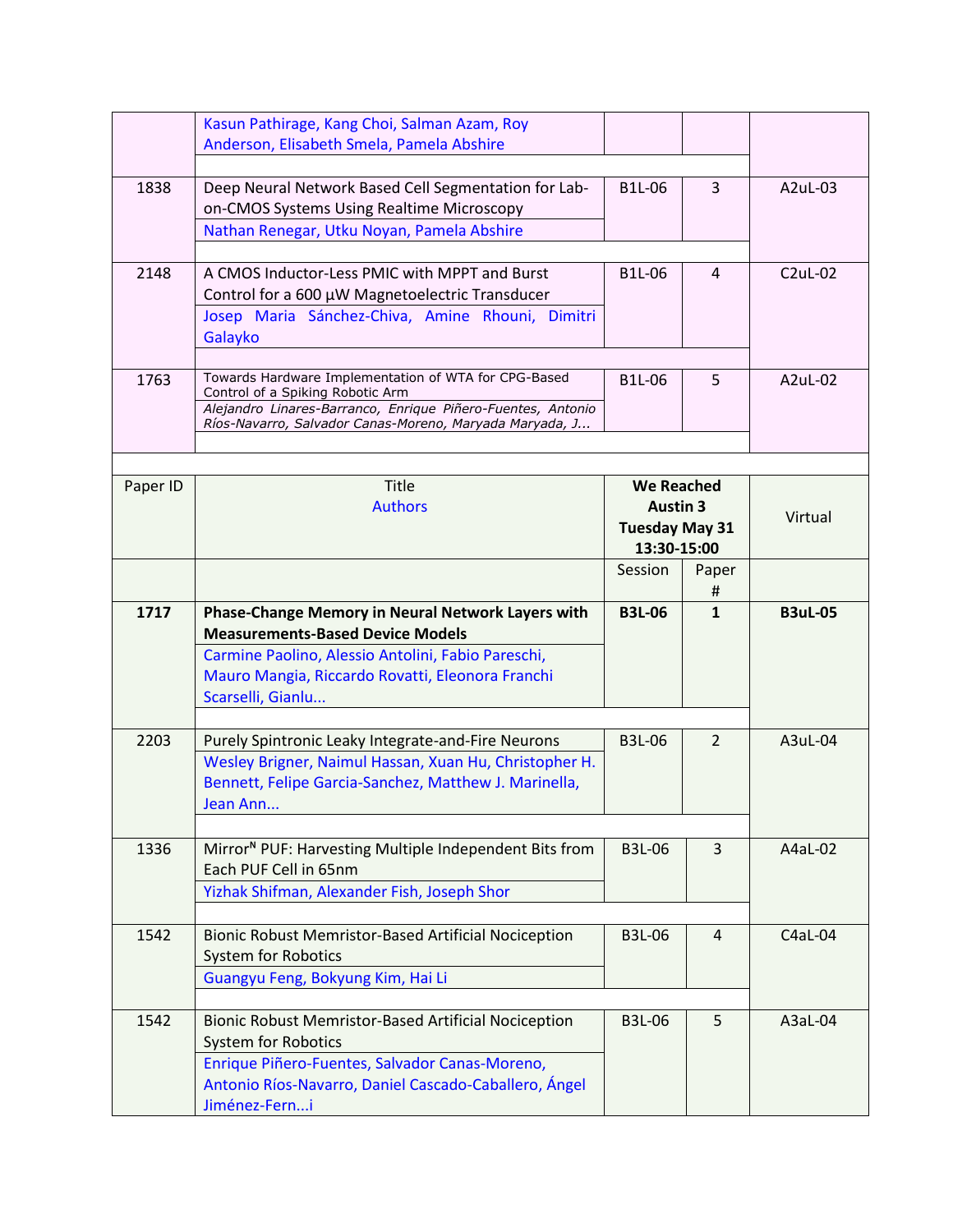| | | | | |
|---|---|---|---|---|
| | Kasun Pathirage, Kang Choi, Salman Azam, Roy Anderson, Elisabeth Smela, Pamela Abshire | | | |
| 1838 | Deep Neural Network Based Cell Segmentation for Lab-on-CMOS Systems Using Realtime Microscopy<br>Nathan Renegar, Utku Noyan, Pamela Abshire | B1L-06 | 3 | A2uL-03 |
| 2148 | A CMOS Inductor-Less PMIC with MPPT and Burst Control for a 600 µW Magnetoelectric Transducer<br>Josep Maria Sánchez-Chiva, Amine Rhouni, Dimitri Galayko | B1L-06 | 4 | C2uL-02 |
| 1763 | Towards Hardware Implementation of WTA for CPG-Based Control of a Spiking Robotic Arm<br>*Alejandro Linares-Barranco, Enrique Piñero-Fuentes, Antonio Ríos-Navarro, Salvador Canas-Moreno, Maryada Maryada, J...* | B1L-06 | 5 | A2uL-02 |

| Paper ID | Title<br>Authors | **We Reached Austin 3 Tuesday May 31 13:30-15:00** | | Virtual |
|---|---|---|---|---|
| | | Session | Paper # | |
| **1717** | **Phase-Change Memory in Neural Network Layers with Measurements-Based Device Models**<br>Carmine Paolino, Alessio Antolini, Fabio Pareschi, Mauro Mangia, Riccardo Rovatti, Eleonora Franchi Scarselli, Gianlu... | **B3L-06** | **1** | **B3uL-05** |
| 2203 | Purely Spintronic Leaky Integrate-and-Fire Neurons<br>Wesley Brigner, Naimul Hassan, Xuan Hu, Christopher H. Bennett, Felipe Garcia-Sanchez, Matthew J. Marinella, Jean Ann... | B3L-06 | 2 | A3uL-04 |
| 1336 | Mirror$^{N}$ PUF: Harvesting Multiple Independent Bits from Each PUF Cell in 65nm<br>Yizhak Shifman, Alexander Fish, Joseph Shor | B3L-06 | 3 | A4aL-02 |
| 1542 | Bionic Robust Memristor-Based Artificial Nociception System for Robotics<br>Guangyu Feng, Bokyung Kim, Hai Li | B3L-06 | 4 | C4aL-04 |
| 1542 | Bionic Robust Memristor-Based Artificial Nociception System for Robotics<br>Enrique Piñero-Fuentes, Salvador Canas-Moreno, Antonio Ríos-Navarro, Daniel Cascado-Caballero, Ángel Jiménez-Fern...i | B3L-06 | 5 | A3aL-04 |